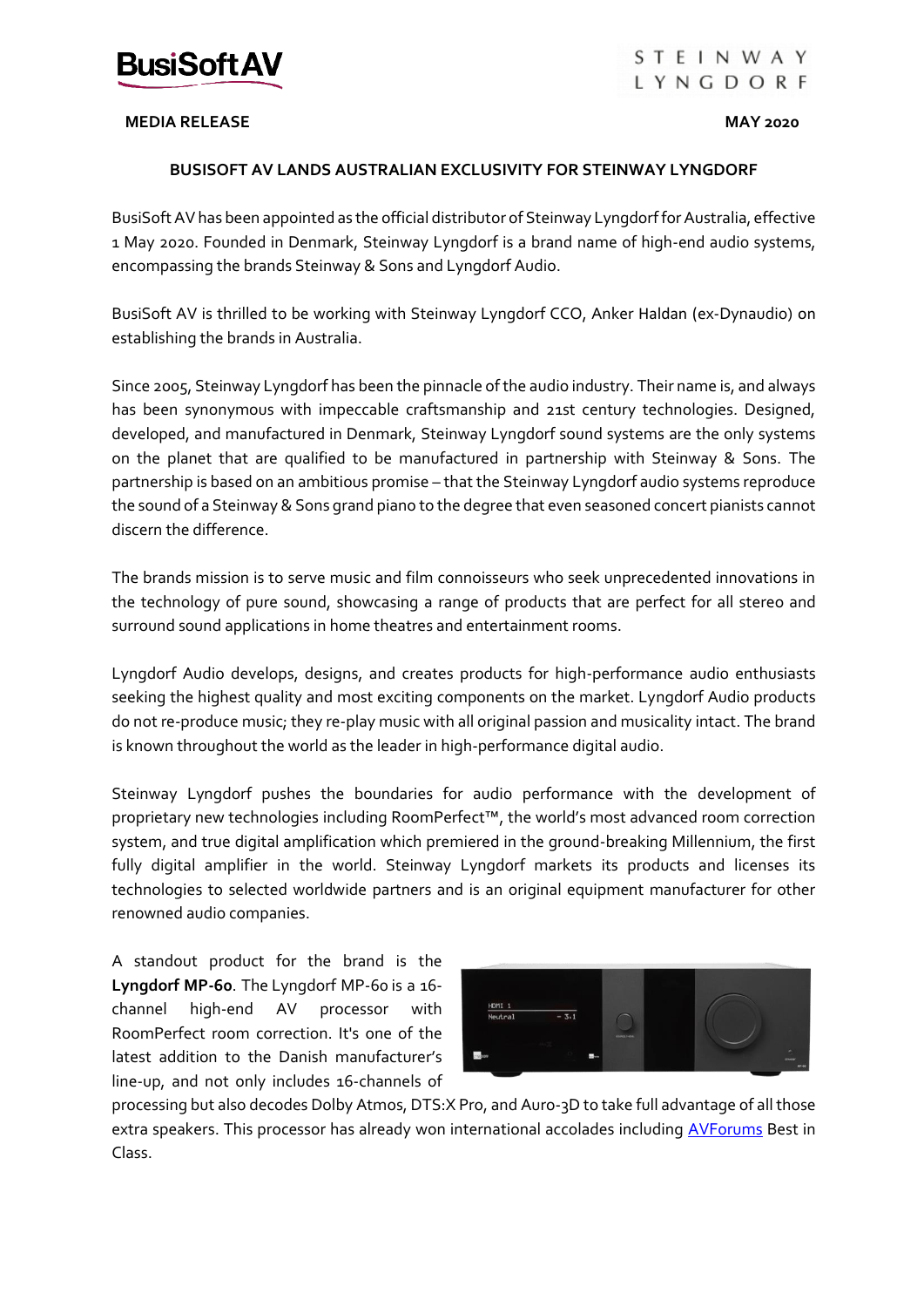**MEDIA RELEASE** **MAY 2020**

**BUSISOFT AV LANDS AUSTRALIAN EXCLUSIVITY FOR STEINWAY LYNGDORF**

BusiSoft AV has been appointed as the official distributor of Steinway Lyngdorf for Australia, effective 1 May 2020. Founded in Denmark, Steinway Lyngdorf is a brand name of high-end audio systems, encompassing the brands Steinway & Sons and Lyngdorf Audio.

BusiSoft AV is thrilled to be working with Steinway Lyngdorf CCO, Anker Haldan (ex-Dynaudio) on establishing the brands in Australia.

Since 2005, Steinway Lyngdorf has been the pinnacle of the audio industry. Their name is, and always has been synonymous with impeccable craftsmanship and 21st century technologies. Designed, developed, and manufactured in Denmark, Steinway Lyngdorf sound systems are the only systems on the planet that are qualified to be manufactured in partnership with Steinway & Sons. The partnership is based on an ambitious promise – that the Steinway Lyngdorf audio systems reproduce the sound of a Steinway & Sons grand piano to the degree that even seasoned concert pianists cannot discern the difference.

The brands mission is to serve music and film connoisseurs who seek unprecedented innovations in the technology of pure sound, showcasing a range of products that are perfect for all stereo and surround sound applications in home theatres and entertainment rooms.

Lyngdorf Audio develops, designs, and creates products for high-performance audio enthusiasts seeking the highest quality and most exciting components on the market. Lyngdorf Audio products do not re-produce music; they re-play music with all original passion and musicality intact. The brand is known throughout the world as the leader in high-performance digital audio.

Steinway Lyngdorf pushes the boundaries for audio performance with the development of proprietary new technologies including RoomPerfect™, the world's most advanced room correction system, and true digital amplification which premiered in the ground-breaking Millennium, the first fully digital amplifier in the world. Steinway Lyngdorf markets its products and licenses its technologies to selected worldwide partners and is an original equipment manufacturer for other renowned audio companies.

A standout product for the brand is the **Lyngdorf MP-60**. The Lyngdorf MP-60 is a 16-channel high-end AV processor with RoomPerfect room correction. It's one of the latest addition to the Danish manufacturer's line-up, and not only includes 16-channels of processing but also decodes Dolby Atmos, DTS:X Pro, and Auro-3D to take full advantage of all those extra speakers. This processor has already won international accolades including AVForums Best in Class.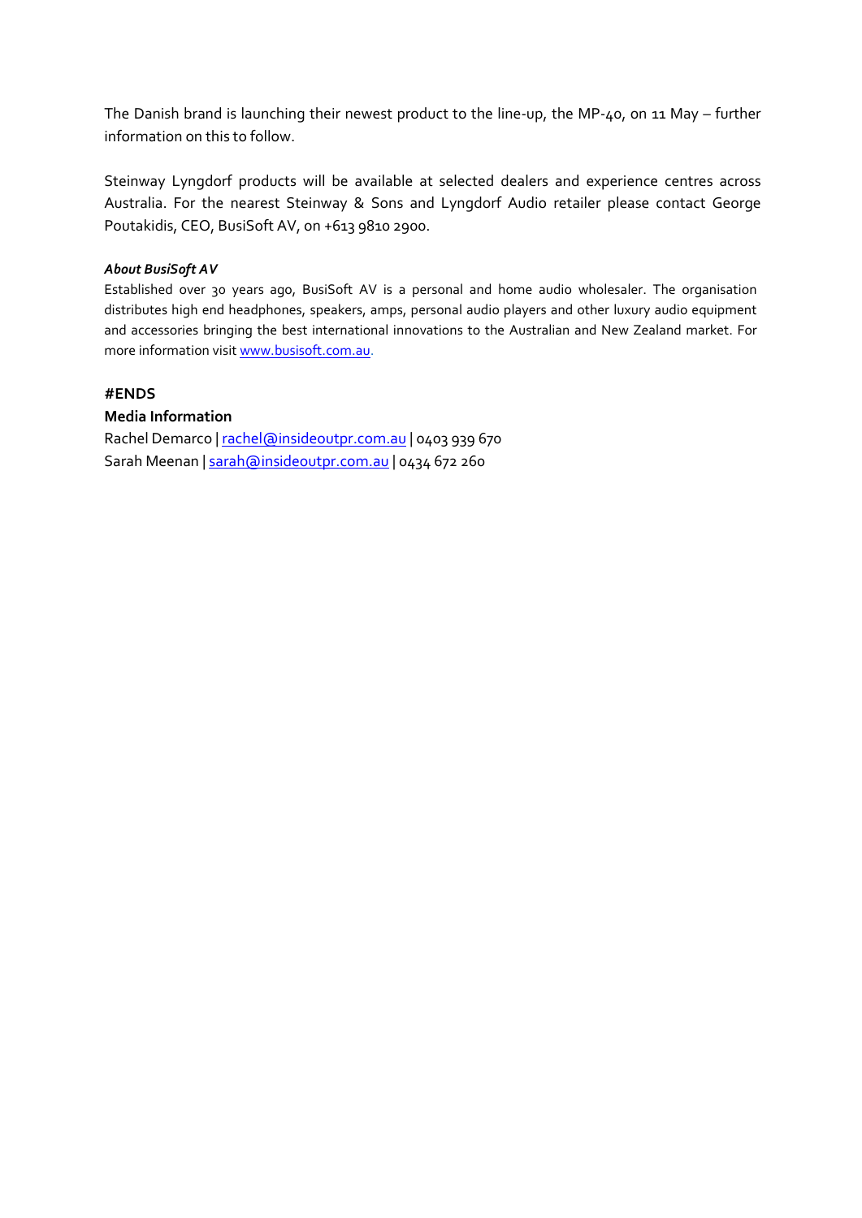The Danish brand is launching their newest product to the line-up, the MP-40, on 11 May – further information on this to follow.

Steinway Lyngdorf products will be available at selected dealers and experience centres across Australia. For the nearest Steinway & Sons and Lyngdorf Audio retailer please contact George Poutakidis, CEO, BusiSoft AV, on +613 9810 2900.

***About BusiSoft AV***

Established over 30 years ago, BusiSoft AV is a personal and home audio wholesaler. The organisation distributes high end headphones, speakers, amps, personal audio players and other luxury audio equipment and accessories bringing the best international innovations to the Australian and New Zealand market. For more information visit www.busisoft.com.au.

**#ENDS**

**Media Information**

Rachel Demarco | rachel@insideoutpr.com.au | 0403 939 670

Sarah Meenan | sarah@insideoutpr.com.au | 0434 672 260